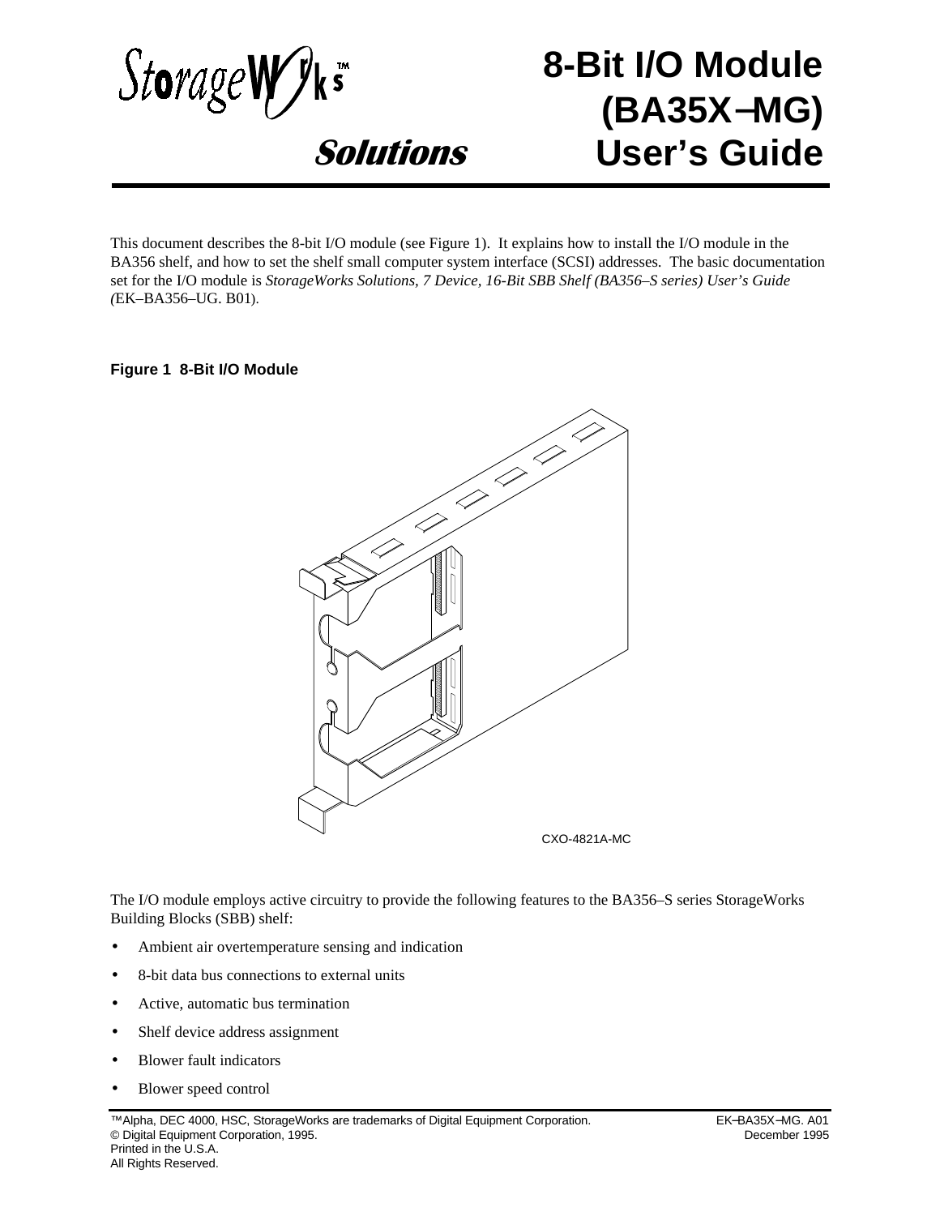# StorageWorks™ Solutions

# 8-Bit I/O Module (BA35X–MG) User's Guide

This document describes the 8-bit I/O module (see Figure 1). It explains how to install the I/O module in the BA356 shelf, and how to set the shelf small computer system interface (SCSI) addresses. The basic documentation set for the I/O module is *StorageWorks Solutions, 7 Device, 16-Bit SBB Shelf (BA356–S series) User's Guide (*EK–BA356–UG. B01).

**Figure 1 8-Bit I/O Module**

CXO-4821A-MC

The I/O module employs active circuitry to provide the following features to the BA356–S series StorageWorks Building Blocks (SBB) shelf:

- Ambient air overtemperature sensing and indication
- 8-bit data bus connections to external units
- Active, automatic bus termination
- Shelf device address assignment
- Blower fault indicators
- Blower speed control

™Alpha, DEC 4000, HSC, StorageWorks are trademarks of Digital Equipment Corporation.
© Digital Equipment Corporation, 1995.
Printed in the U.S.A.
All Rights Reserved.

EK–BA35X–MG. A01
December 1995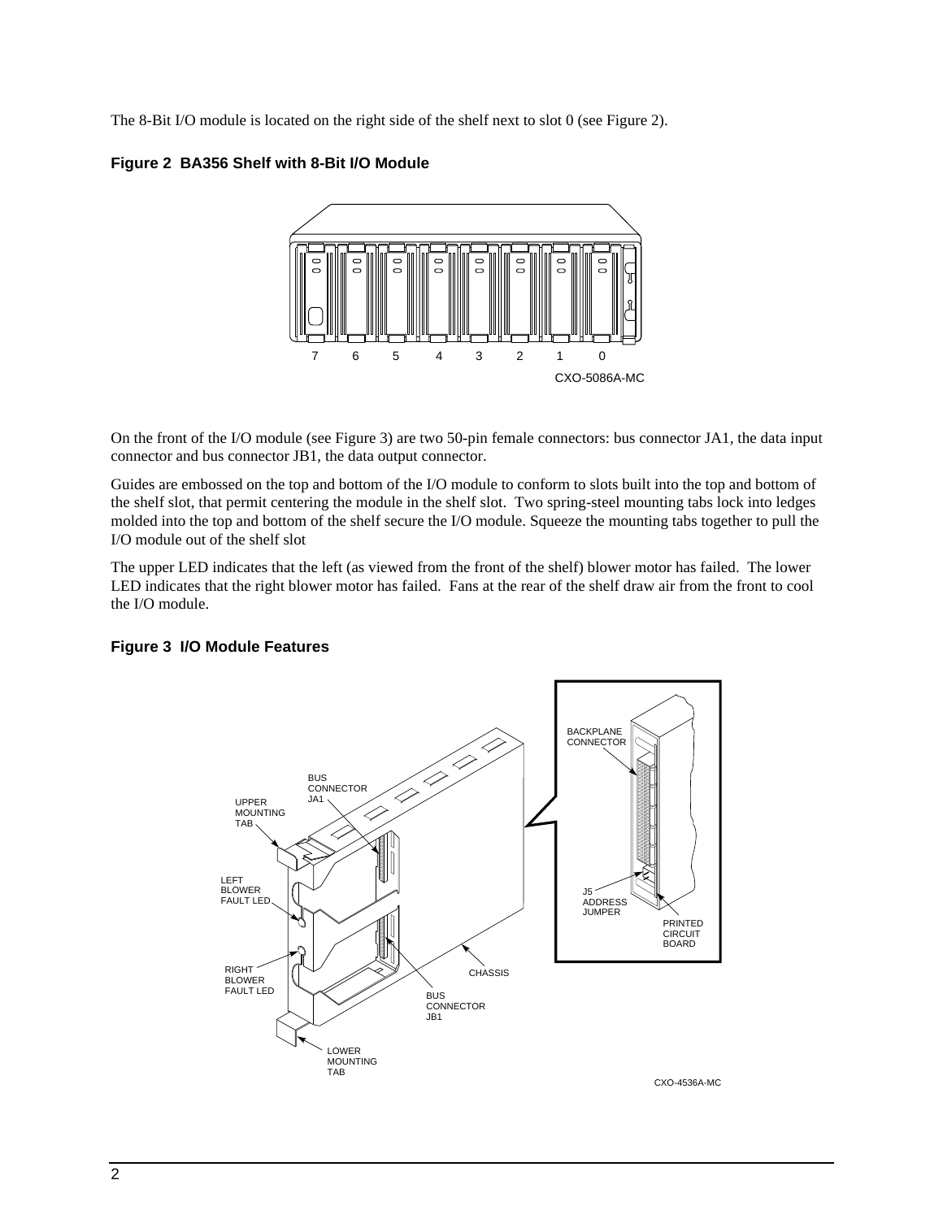The 8-Bit I/O module is located on the right side of the shelf next to slot 0 (see Figure 2).

**Figure 2  BA356 Shelf with 8-Bit I/O Module**

On the front of the I/O module (see Figure 3) are two 50-pin female connectors: bus connector JA1, the data input connector and bus connector JB1, the data output connector.

Guides are embossed on the top and bottom of the I/O module to conform to slots built into the top and bottom of the shelf slot, that permit centering the module in the shelf slot.  Two spring-steel mounting tabs lock into ledges molded into the top and bottom of the shelf secure the I/O module. Squeeze the mounting tabs together to pull the I/O module out of the shelf slot

The upper LED indicates that the left (as viewed from the front of the shelf) blower motor has failed.  The lower LED indicates that the right blower motor has failed.  Fans at the rear of the shelf draw air from the front to cool the I/O module.

**Figure 3  I/O Module Features**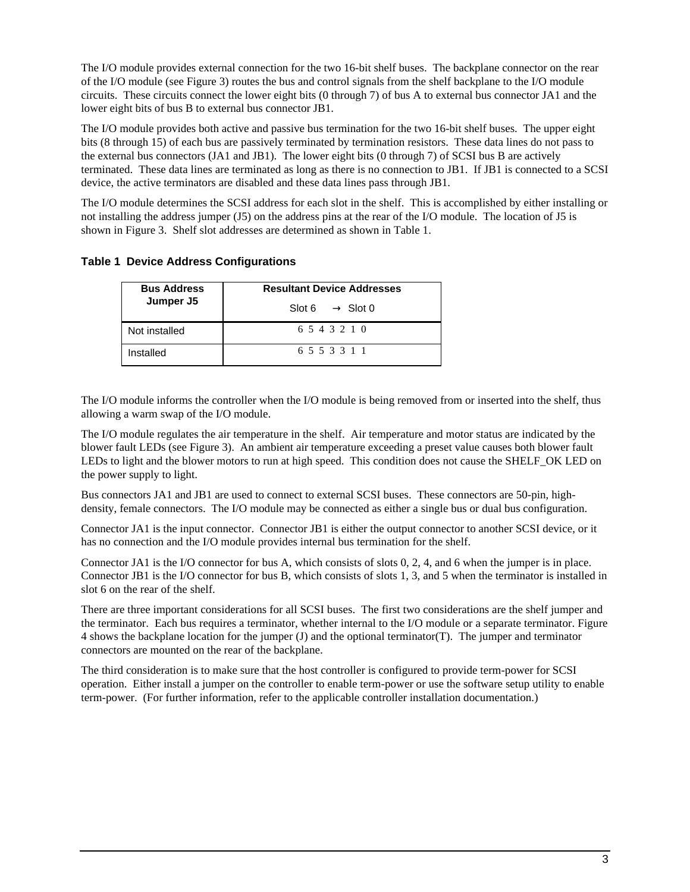The I/O module provides external connection for the two 16-bit shelf buses. The backplane connector on the rear of the I/O module (see Figure 3) routes the bus and control signals from the shelf backplane to the I/O module circuits. These circuits connect the lower eight bits (0 through 7) of bus A to external bus connector JA1 and the lower eight bits of bus B to external bus connector JB1.

The I/O module provides both active and passive bus termination for the two 16-bit shelf buses. The upper eight bits (8 through 15) of each bus are passively terminated by termination resistors. These data lines do not pass to the external bus connectors (JA1 and JB1). The lower eight bits (0 through 7) of SCSI bus B are actively terminated. These data lines are terminated as long as there is no connection to JB1. If JB1 is connected to a SCSI device, the active terminators are disabled and these data lines pass through JB1.

The I/O module determines the SCSI address for each slot in the shelf. This is accomplished by either installing or not installing the address jumper (J5) on the address pins at the rear of the I/O module. The location of J5 is shown in Figure 3. Shelf slot addresses are determined as shown in Table 1.

**Table 1 Device Address Configurations**

| **Bus Address Jumper J5** | **Resultant Device Addresses** Slot 6 → Slot 0 |
|---|---|
| Not installed | 6 5 4 3 2 1 0 |
| Installed | 6 5 5 3 3 1 1 |

The I/O module informs the controller when the I/O module is being removed from or inserted into the shelf, thus allowing a warm swap of the I/O module.

The I/O module regulates the air temperature in the shelf. Air temperature and motor status are indicated by the blower fault LEDs (see Figure 3). An ambient air temperature exceeding a preset value causes both blower fault LEDs to light and the blower motors to run at high speed. This condition does not cause the SHELF_OK LED on the power supply to light.

Bus connectors JA1 and JB1 are used to connect to external SCSI buses. These connectors are 50-pin, high-density, female connectors. The I/O module may be connected as either a single bus or dual bus configuration.

Connector JA1 is the input connector. Connector JB1 is either the output connector to another SCSI device, or it has no connection and the I/O module provides internal bus termination for the shelf.

Connector JA1 is the I/O connector for bus A, which consists of slots 0, 2, 4, and 6 when the jumper is in place. Connector JB1 is the I/O connector for bus B, which consists of slots 1, 3, and 5 when the terminator is installed in slot 6 on the rear of the shelf.

There are three important considerations for all SCSI buses. The first two considerations are the shelf jumper and the terminator. Each bus requires a terminator, whether internal to the I/O module or a separate terminator. Figure 4 shows the backplane location for the jumper (J) and the optional terminator(T). The jumper and terminator connectors are mounted on the rear of the backplane.

The third consideration is to make sure that the host controller is configured to provide term-power for SCSI operation. Either install a jumper on the controller to enable term-power or use the software setup utility to enable term-power. (For further information, refer to the applicable controller installation documentation.)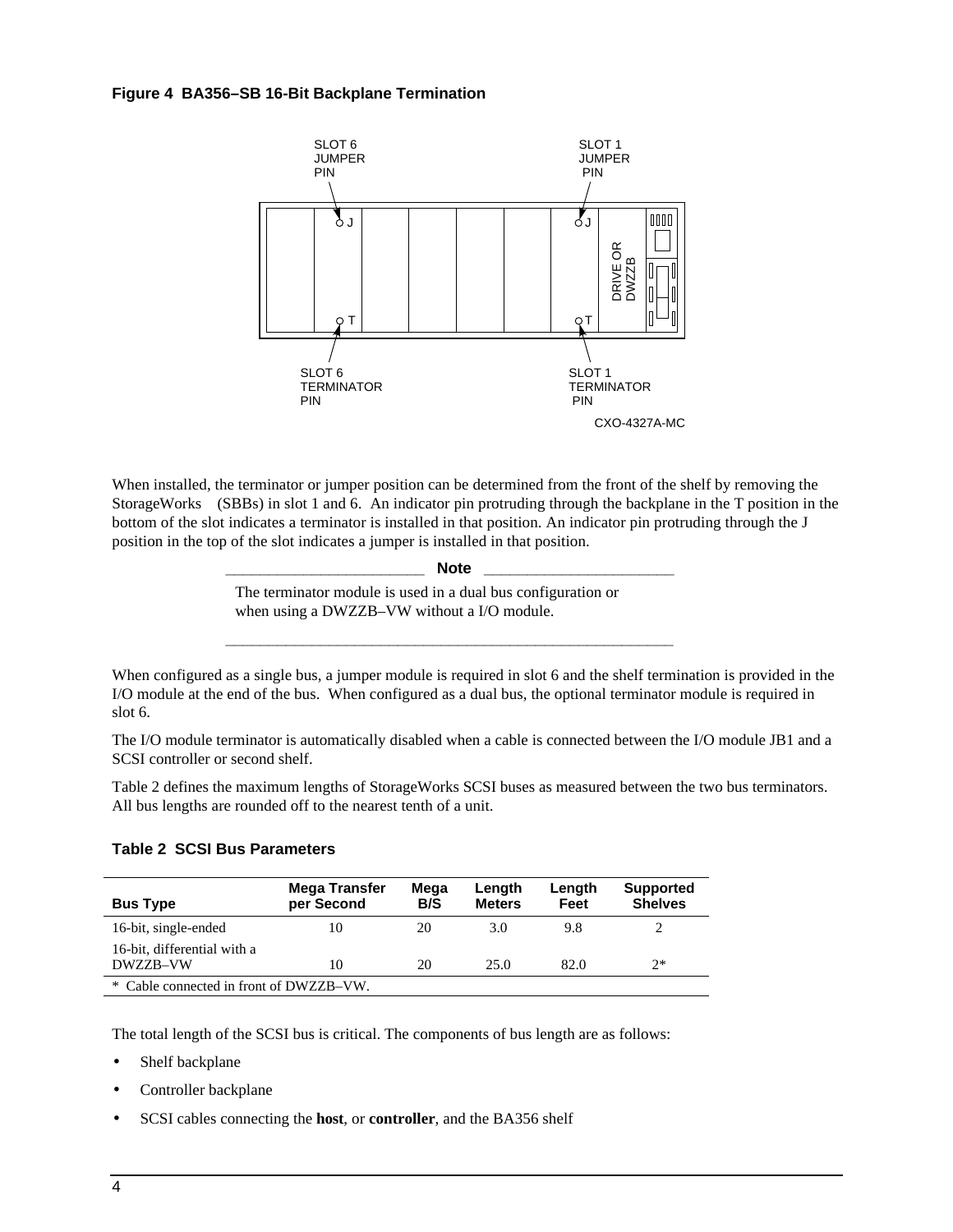**Figure 4 BA356–SB 16-Bit Backplane Termination**

When installed, the terminator or jumper position can be determined from the front of the shelf by removing the StorageWorks (SBBs) in slot 1 and 6. An indicator pin protruding through the backplane in the T position in the bottom of the slot indicates a terminator is installed in that position. An indicator pin protruding through the J position in the top of the slot indicates a jumper is installed in that position.

---

**Note**

The terminator module is used in a dual bus configuration or when using a DWZZB–VW without a I/O module.

---

When configured as a single bus, a jumper module is required in slot 6 and the shelf termination is provided in the I/O module at the end of the bus. When configured as a dual bus, the optional terminator module is required in slot 6.

The I/O module terminator is automatically disabled when a cable is connected between the I/O module JB1 and a SCSI controller or second shelf.

Table 2 defines the maximum lengths of StorageWorks SCSI buses as measured between the two bus terminators. All bus lengths are rounded off to the nearest tenth of a unit.

**Table 2 SCSI Bus Parameters**

| Bus Type | Mega Transfer per Second | Mega B/S | Length Meters | Length Feet | Supported Shelves |
|---|---|---|---|---|---|
| 16-bit, single-ended | 10 | 20 | 3.0 | 9.8 | 2 |
| 16-bit, differential with a DWZZB–VW | 10 | 20 | 25.0 | 82.0 | 2* |

\* Cable connected in front of DWZZB–VW.

The total length of the SCSI bus is critical. The components of bus length are as follows:

- Shelf backplane
- Controller backplane
- SCSI cables connecting the **host**, or **controller**, and the BA356 shelf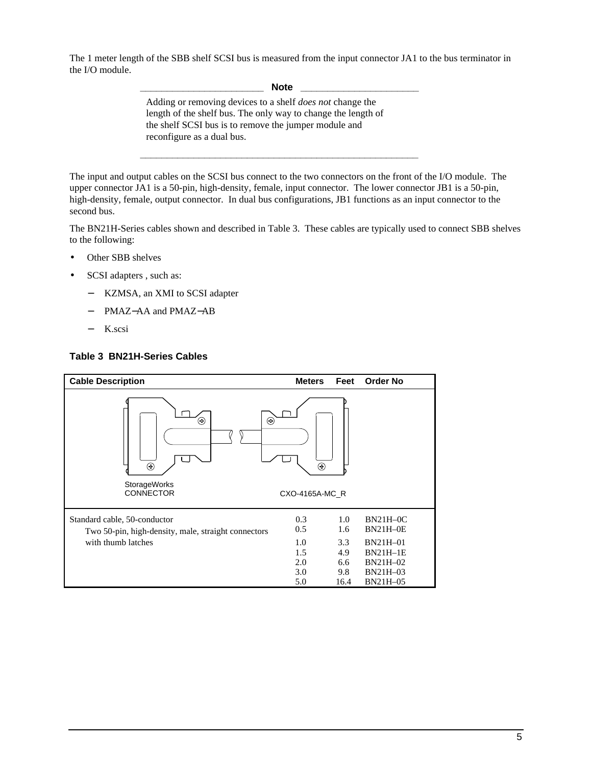The 1 meter length of the SBB shelf SCSI bus is measured from the input connector JA1 to the bus terminator in the I/O module.

**Note**

Adding or removing devices to a shelf *does not* change the length of the shelf bus. The only way to change the length of the shelf SCSI bus is to remove the jumper module and reconfigure as a dual bus.

---

The input and output cables on the SCSI bus connect to the two connectors on the front of the I/O module. The upper connector JA1 is a 50-pin, high-density, female, input connector. The lower connector JB1 is a 50-pin, high-density, female, output connector. In dual bus configurations, JB1 functions as an input connector to the second bus.

The BN21H-Series cables shown and described in Table 3. These cables are typically used to connect SBB shelves to the following:

- Other SBB shelves
- SCSI adapters , such as:
  - KZMSA, an XMI to SCSI adapter
  - PMAZ–AA and PMAZ–AB
  - K.scsi

### Table 3 BN21H-Series Cables

| Cable Description | Meters | Feet | Order No |
|---|---|---|---|
| StorageWorks CONNECTOR — CXO-4165A-MC_R | | | |
| Standard cable, 50-conductor | 0.3 | 1.0 | BN21H–0C |
| Two 50-pin, high-density, male, straight connectors | 0.5 | 1.6 | BN21H–0E |
| with thumb latches | 1.0 | 3.3 | BN21H–01 |
| | 1.5 | 4.9 | BN21H–1E |
| | 2.0 | 6.6 | BN21H–02 |
| | 3.0 | 9.8 | BN21H–03 |
| | 5.0 | 16.4 | BN21H–05 |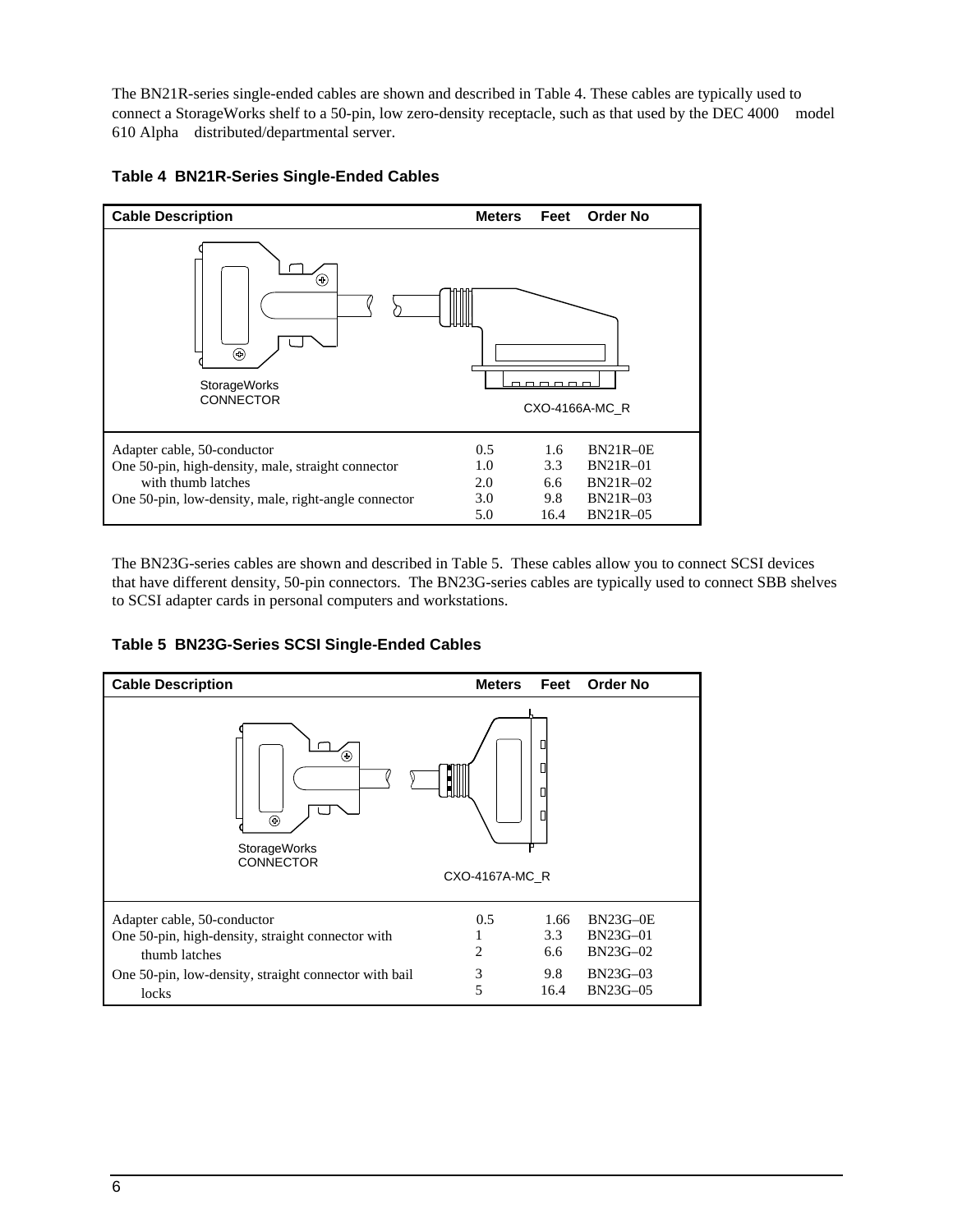The BN21R-series single-ended cables are shown and described in Table 4. These cables are typically used to connect a StorageWorks shelf to a 50-pin, low zero-density receptacle, such as that used by the DEC 4000 model 610 Alpha distributed/departmental server.

**Table 4 BN21R-Series Single-Ended Cables**

| Cable Description | Meters | Feet | Order No |
|---|---|---|---|
| StorageWorks CONNECTOR — CXO-4166A-MC_R | | | |
| Adapter cable, 50-conductor<br>One 50-pin, high-density, male, straight connector with thumb latches<br>One 50-pin, low-density, male, right-angle connector | 0.5<br>1.0<br>2.0<br>3.0<br>5.0 | 1.6<br>3.3<br>6.6<br>9.8<br>16.4 | BN21R–0E<br>BN21R–01<br>BN21R–02<br>BN21R–03<br>BN21R–05 |

The BN23G-series cables are shown and described in Table 5. These cables allow you to connect SCSI devices that have different density, 50-pin connectors. The BN23G-series cables are typically used to connect SBB shelves to SCSI adapter cards in personal computers and workstations.

**Table 5 BN23G-Series SCSI Single-Ended Cables**

| Cable Description | Meters | Feet | Order No |
|---|---|---|---|
| StorageWorks CONNECTOR — CXO-4167A-MC_R | | | |
| Adapter cable, 50-conductor<br>One 50-pin, high-density, straight connector with thumb latches<br>One 50-pin, low-density, straight connector with bail locks | 0.5<br>1<br>2<br>3<br>5 | 1.66<br>3.3<br>6.6<br>9.8<br>16.4 | BN23G–0E<br>BN23G–01<br>BN23G–02<br>BN23G–03<br>BN23G–05 |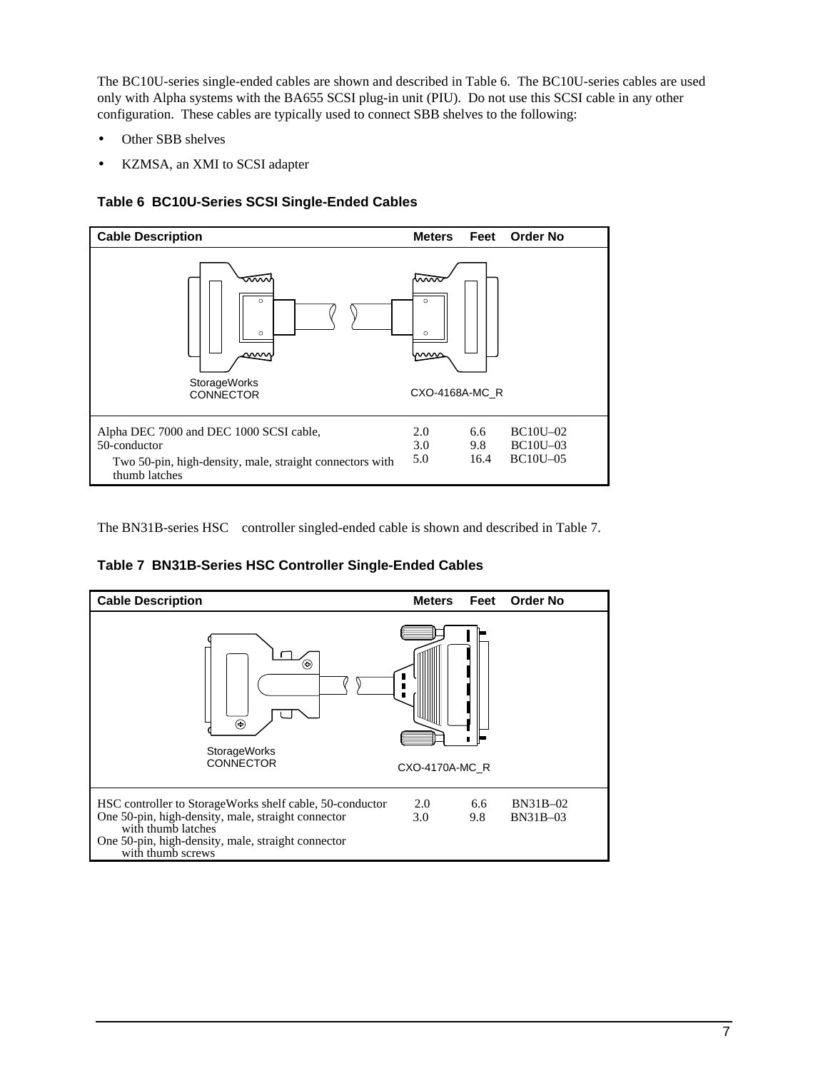The BC10U-series single-ended cables are shown and described in Table 6. The BC10U-series cables are used only with Alpha systems with the BA655 SCSI plug-in unit (PIU). Do not use this SCSI cable in any other configuration. These cables are typically used to connect SBB shelves to the following:

- Other SBB shelves
- KZMSA, an XMI to SCSI adapter

### Table 6 BC10U-Series SCSI Single-Ended Cables

| Cable Description | Meters | Feet | Order No |
|---|---|---|---|
| StorageWorks CONNECTOR CXO-4168A-MC_R | | | |
| Alpha DEC 7000 and DEC 1000 SCSI cable, 50-conductor<br>Two 50-pin, high-density, male, straight connectors with thumb latches | 2.0<br>3.0<br>5.0 | 6.6<br>9.8<br>16.4 | BC10U–02<br>BC10U–03<br>BC10U–05 |

The BN31B-series HSC controller singled-ended cable is shown and described in Table 7.

### Table 7 BN31B-Series HSC Controller Single-Ended Cables

| Cable Description | Meters | Feet | Order No |
|---|---|---|---|
| StorageWorks CONNECTOR CXO-4170A-MC_R | | | |
| HSC controller to StorageWorks shelf cable, 50-conductor<br>One 50-pin, high-density, male, straight connector with thumb latches<br>One 50-pin, high-density, male, straight connector with thumb screws | 2.0<br>3.0 | 6.6<br>9.8 | BN31B–02<br>BN31B–03 |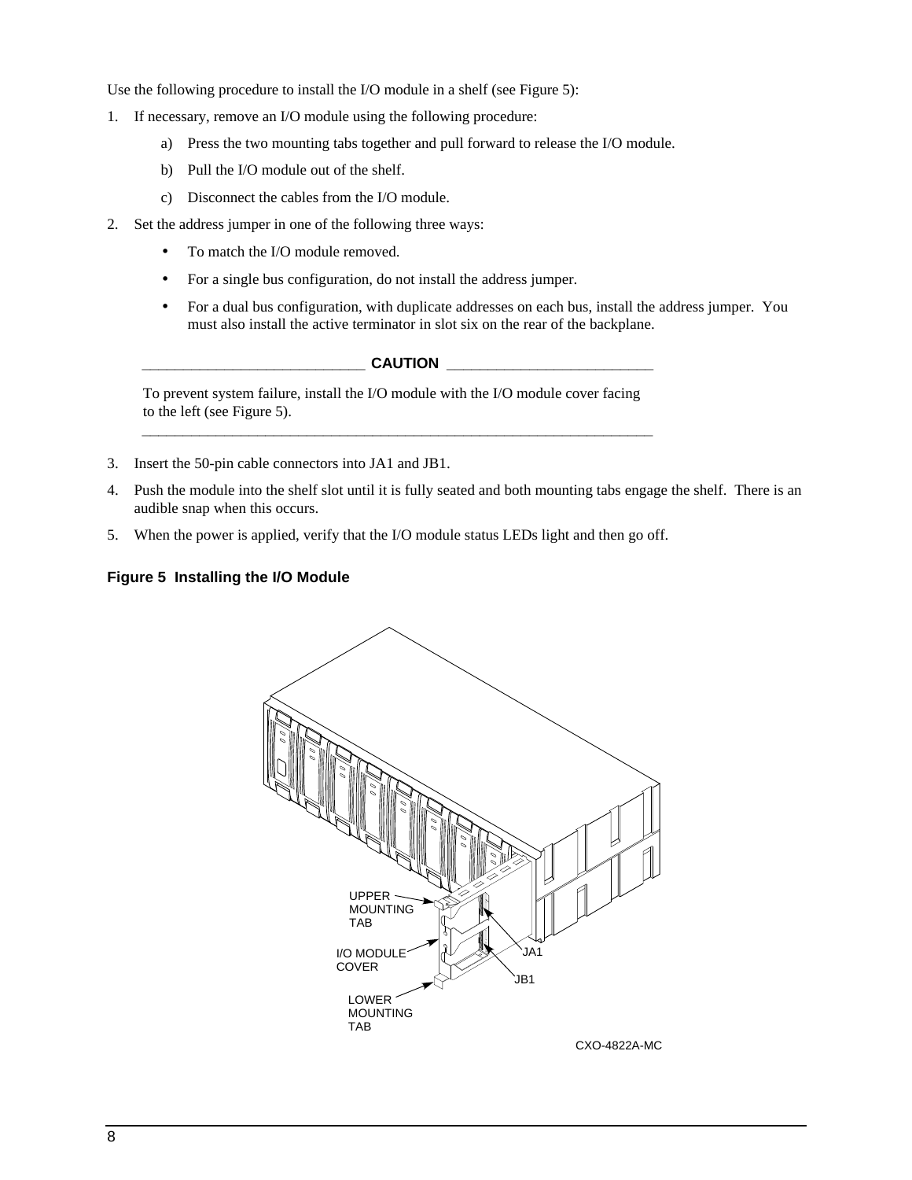Use the following procedure to install the I/O module in a shelf (see Figure 5):

1. If necessary, remove an I/O module using the following procedure:
   a) Press the two mounting tabs together and pull forward to release the I/O module.
   b) Pull the I/O module out of the shelf.
   c) Disconnect the cables from the I/O module.
2. Set the address jumper in one of the following three ways:
   - To match the I/O module removed.
   - For a single bus configuration, do not install the address jumper.
   - For a dual bus configuration, with duplicate addresses on each bus, install the address jumper. You must also install the active terminator in slot six on the rear of the backplane.

**CAUTION**

To prevent system failure, install the I/O module with the I/O module cover facing to the left (see Figure 5).

---

3. Insert the 50-pin cable connectors into JA1 and JB1.
4. Push the module into the shelf slot until it is fully seated and both mounting tabs engage the shelf. There is an audible snap when this occurs.
5. When the power is applied, verify that the I/O module status LEDs light and then go off.

**Figure 5 Installing the I/O Module**

UPPER MOUNTING TAB

I/O MODULE COVER

LOWER MOUNTING TAB

JA1

JB1

CXO-4822A-MC